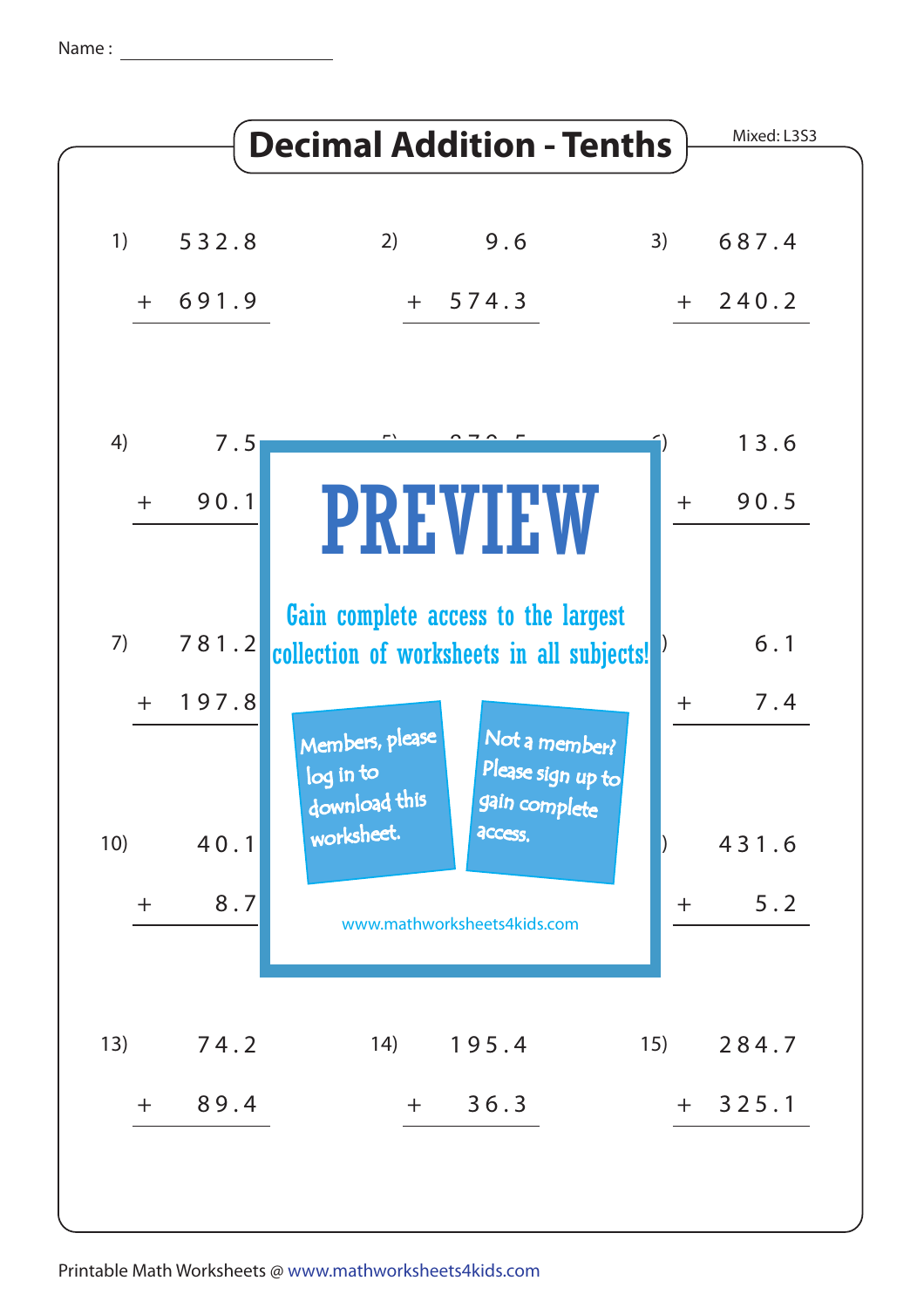Name : ____________________

# Decimal Addition - Tenths

Mixed: L3S3

1) $532.8 + 691.9$

2) $9.6 + 574.3$

3) $687.4 + 240.2$

4) $7.5 + 90.1$

6) $13.6 + 90.5$

7) $781.2 + 197.8$

9) $6.1 + 7.4$

10) $40.1 + 8.7$

12) $431.6 + 5.2$

13) $74.2 + 89.4$

14) $195.4 + 36.3$

15) $284.7 + 325.1$

PREVIEW

Gain complete access to the largest collection of worksheets in all subjects!

Members, please log in to download this worksheet.

Not a member? Please sign up to gain complete access.

www.mathworksheets4kids.com

Printable Math Worksheets @ www.mathworksheets4kids.com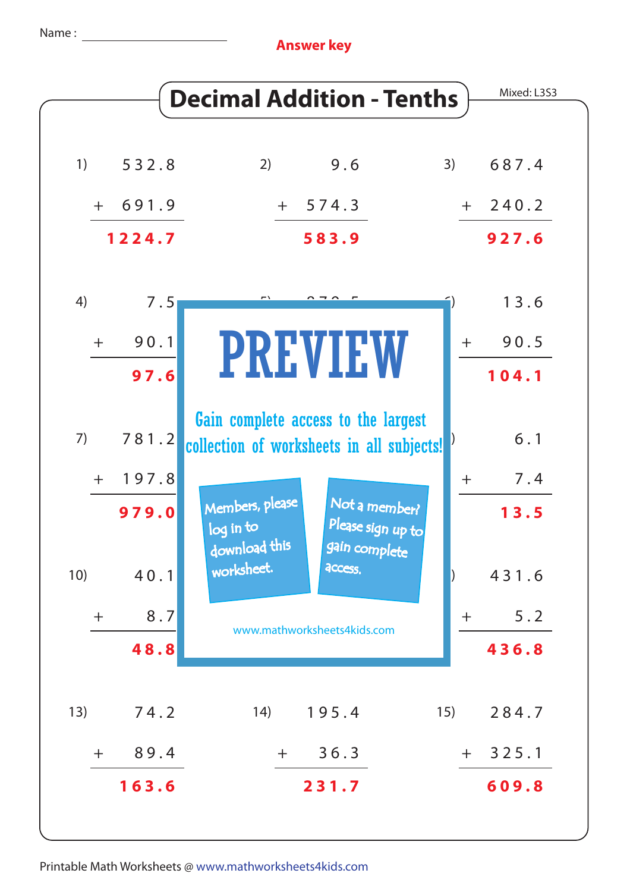Name : ____________________

**Answer key**

# Decimal Addition - Tenths

Mixed: L3S3

1) 532.8 + 691.9 = **1224.7**

2) 9.6 + 574.3 = **583.9**

3) 687.4 + 240.2 = **927.6**

4) 7.5 + 90.1 = **97.6**

6) 13.6 + 90.5 = **104.1**

7) 781.2 + 197.8 = **979.0**

9) 6.1 + 7.4 = **13.5**

10) 40.1 + 8.7 = **48.8**

12) 431.6 + 5.2 = **436.8**

13) 74.2 + 89.4 = **163.6**

14) 195.4 + 36.3 = **231.7**

15) 284.7 + 325.1 = **609.8**

PREVIEW

Gain complete access to the largest collection of worksheets in all subjects!

Members, please log in to download this worksheet.

Not a member? Please sign up to gain complete access.

www.mathworksheets4kids.com

Printable Math Worksheets @ www.mathworksheets4kids.com